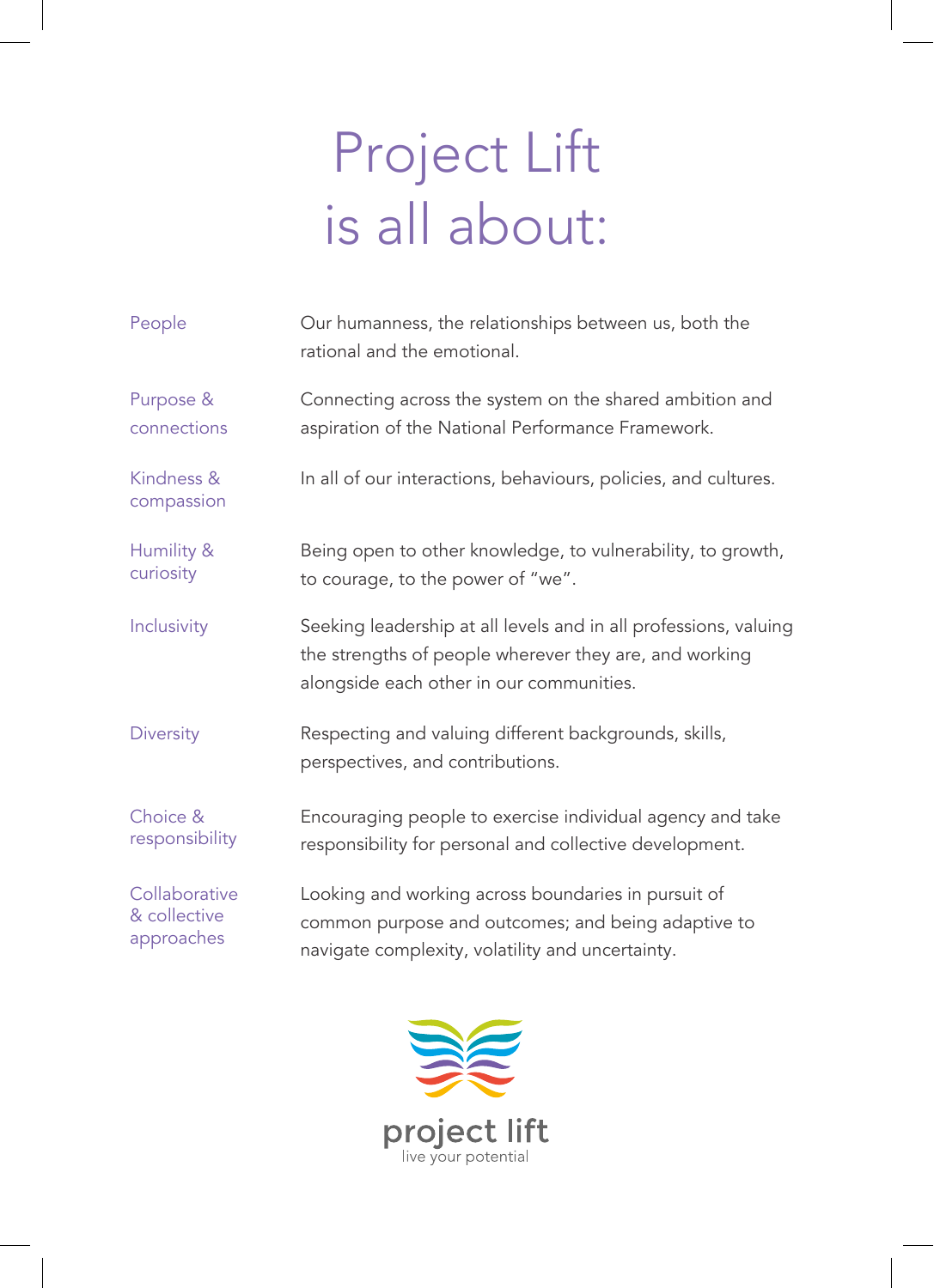# Project Lift is all about:

| | |
|---|---|
| People | Our humanness, the relationships between us, both the rational and the emotional. |
| Purpose & connections | Connecting across the system on the shared ambition and aspiration of the National Performance Framework. |
| Kindness & compassion | In all of our interactions, behaviours, policies, and cultures. |
| Humility & curiosity | Being open to other knowledge, to vulnerability, to growth, to courage, to the power of "we". |
| Inclusivity | Seeking leadership at all levels and in all professions, valuing the strengths of people wherever they are, and working alongside each other in our communities. |
| Diversity | Respecting and valuing different backgrounds, skills, perspectives, and contributions. |
| Choice & responsibility | Encouraging people to exercise individual agency and take responsibility for personal and collective development. |
| Collaborative & collective approaches | Looking and working across boundaries in pursuit of common purpose and outcomes; and being adaptive to navigate complexity, volatility and uncertainty. |

project lift
live your potential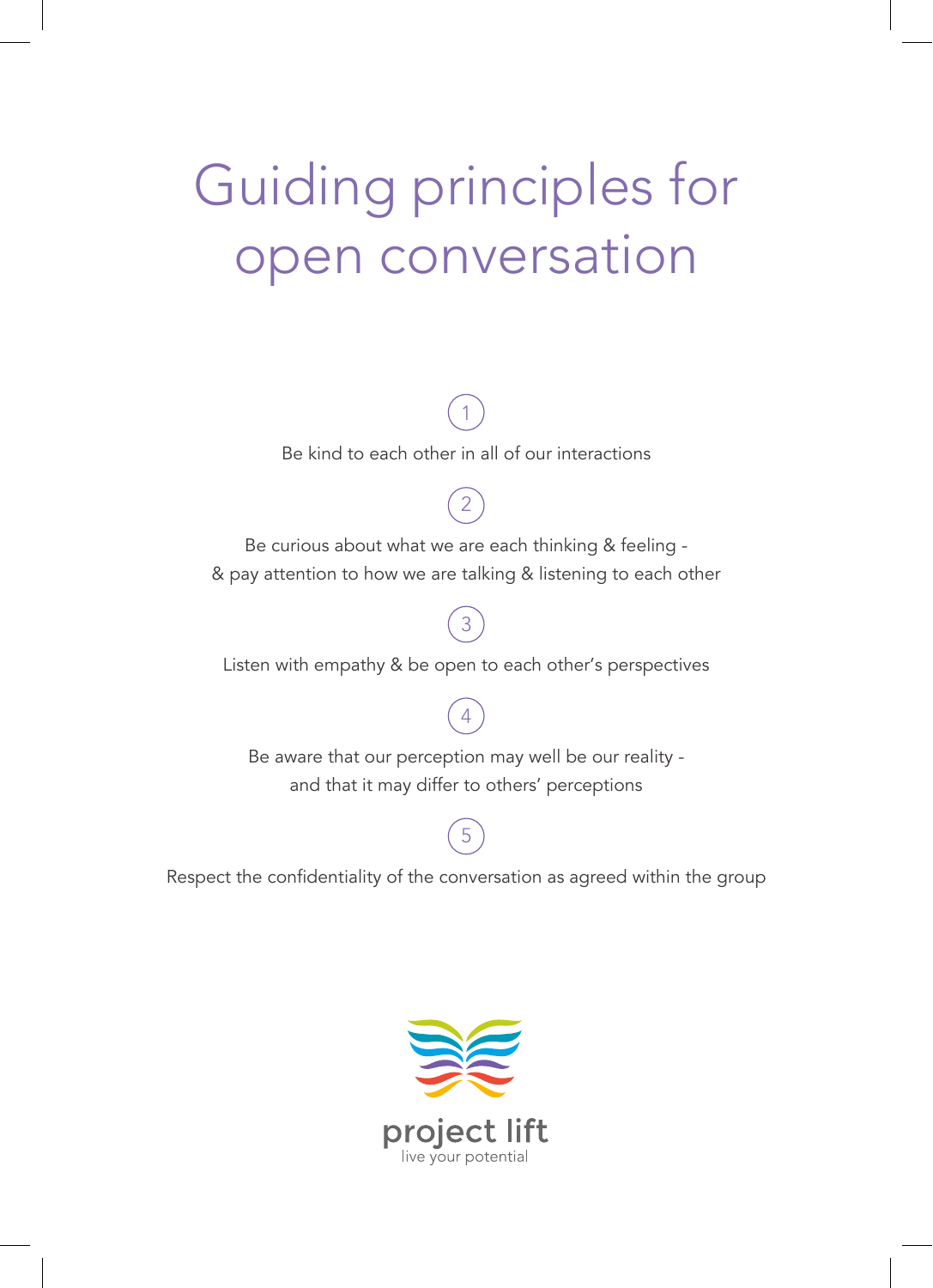# Guiding principles for open conversation

1. Be kind to each other in all of our interactions

2. Be curious about what we are each thinking & feeling - & pay attention to how we are talking & listening to each other

3. Listen with empathy & be open to each other's perspectives

4. Be aware that our perception may well be our reality - and that it may differ to others' perceptions

5. Respect the confidentiality of the conversation as agreed within the group

project lift
live your potential